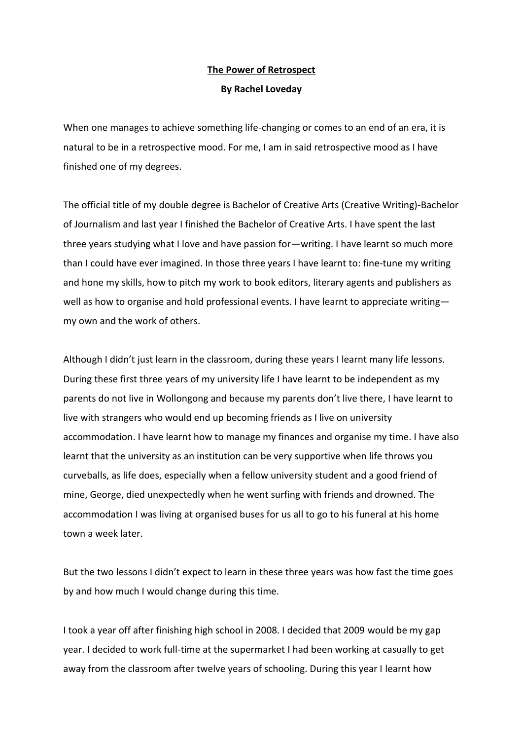**The Power of Retrospect**

**By Rachel Loveday**

When one manages to achieve something life-changing or comes to an end of an era, it is natural to be in a retrospective mood. For me, I am in said retrospective mood as I have finished one of my degrees.

The official title of my double degree is Bachelor of Creative Arts (Creative Writing)-Bachelor of Journalism and last year I finished the Bachelor of Creative Arts. I have spent the last three years studying what I love and have passion for—writing. I have learnt so much more than I could have ever imagined. In those three years I have learnt to: fine-tune my writing and hone my skills, how to pitch my work to book editors, literary agents and publishers as well as how to organise and hold professional events. I have learnt to appreciate writing—my own and the work of others.

Although I didn't just learn in the classroom, during these years I learnt many life lessons. During these first three years of my university life I have learnt to be independent as my parents do not live in Wollongong and because my parents don't live there, I have learnt to live with strangers who would end up becoming friends as I live on university accommodation. I have learnt how to manage my finances and organise my time. I have also learnt that the university as an institution can be very supportive when life throws you curveballs, as life does, especially when a fellow university student and a good friend of mine, George, died unexpectedly when he went surfing with friends and drowned. The accommodation I was living at organised buses for us all to go to his funeral at his home town a week later.

But the two lessons I didn't expect to learn in these three years was how fast the time goes by and how much I would change during this time.

I took a year off after finishing high school in 2008. I decided that 2009 would be my gap year. I decided to work full-time at the supermarket I had been working at casually to get away from the classroom after twelve years of schooling. During this year I learnt how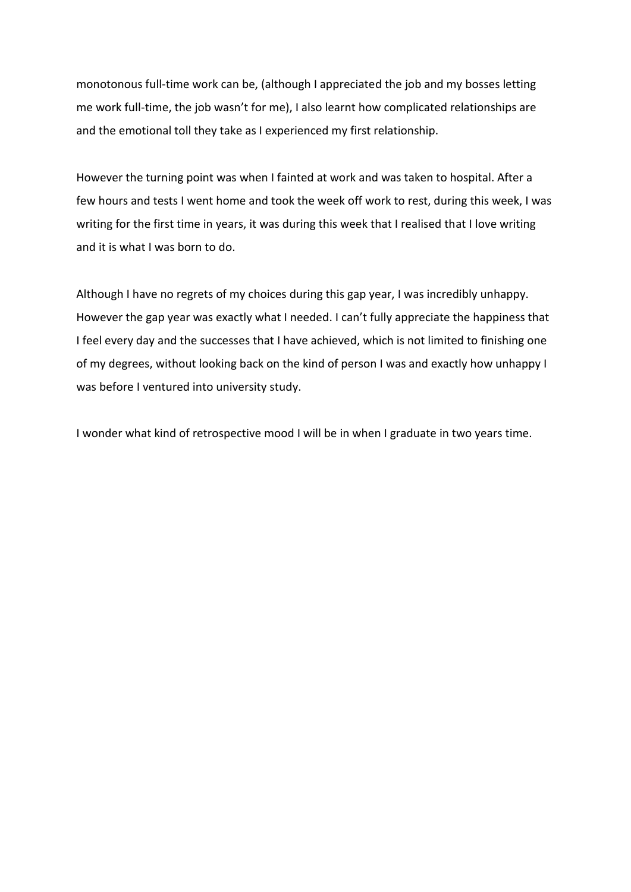monotonous full-time work can be, (although I appreciated the job and my bosses letting me work full-time, the job wasn't for me), I also learnt how complicated relationships are and the emotional toll they take as I experienced my first relationship.

However the turning point was when I fainted at work and was taken to hospital. After a few hours and tests I went home and took the week off work to rest, during this week, I was writing for the first time in years, it was during this week that I realised that I love writing and it is what I was born to do.

Although I have no regrets of my choices during this gap year, I was incredibly unhappy. However the gap year was exactly what I needed. I can't fully appreciate the happiness that I feel every day and the successes that I have achieved, which is not limited to finishing one of my degrees, without looking back on the kind of person I was and exactly how unhappy I was before I ventured into university study.

I wonder what kind of retrospective mood I will be in when I graduate in two years time.